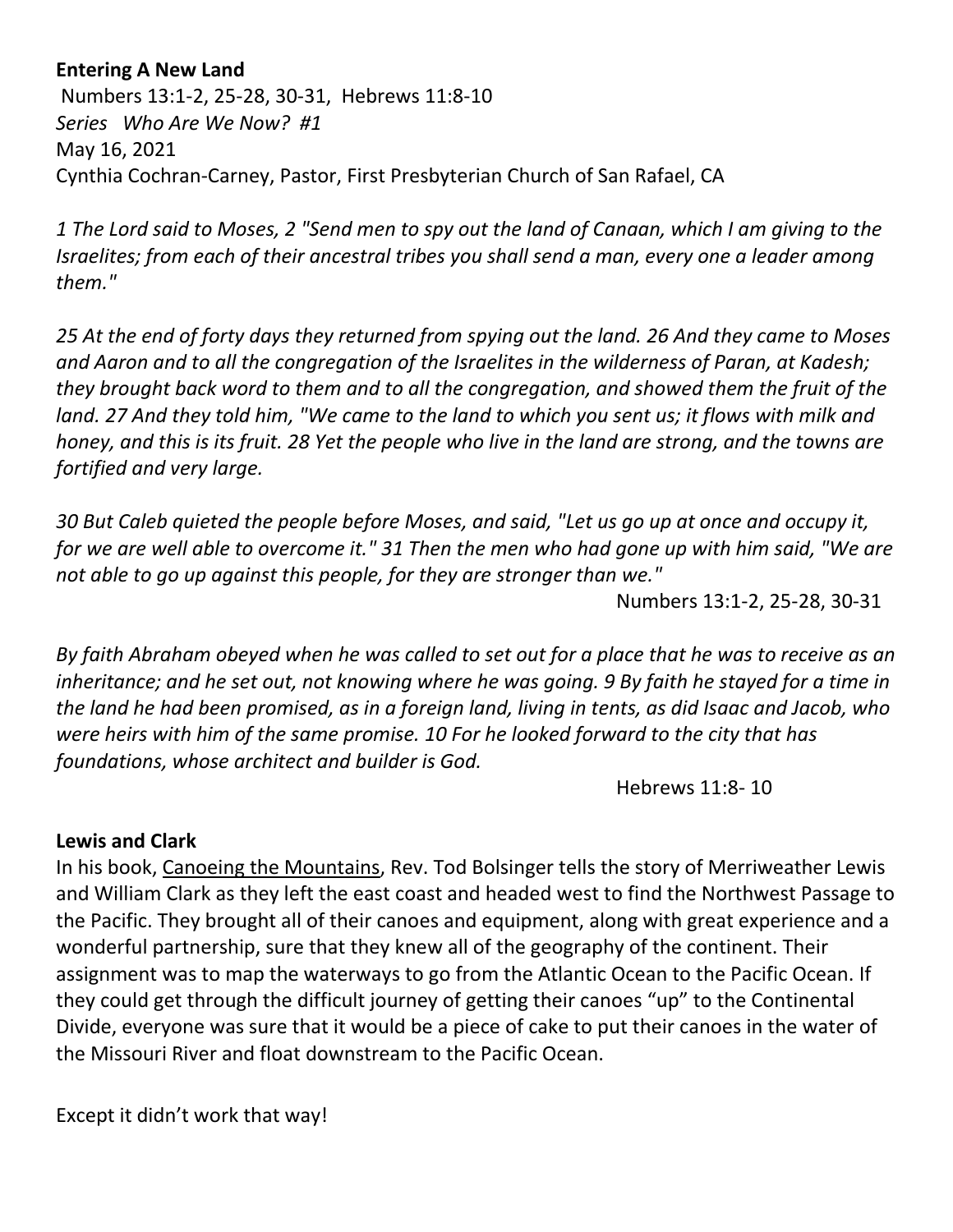**Entering A New Land**

Numbers 13:1-2, 25-28, 30-31, Hebrews 11:8-10

*Series Who Are We Now? #1*

May 16, 2021

Cynthia Cochran-Carney, Pastor, First Presbyterian Church of San Rafael, CA

*1 The Lord said to Moses, 2 "Send men to spy out the land of Canaan, which I am giving to the Israelites; from each of their ancestral tribes you shall send a man, every one a leader among them."*

*25 At the end of forty days they returned from spying out the land. 26 And they came to Moses and Aaron and to all the congregation of the Israelites in the wilderness of Paran, at Kadesh; they brought back word to them and to all the congregation, and showed them the fruit of the land. 27 And they told him, "We came to the land to which you sent us; it flows with milk and honey, and this is its fruit. 28 Yet the people who live in the land are strong, and the towns are fortified and very large.*

*30 But Caleb quieted the people before Moses, and said, "Let us go up at once and occupy it, for we are well able to overcome it." 31 Then the men who had gone up with him said, "We are not able to go up against this people, for they are stronger than we."*

Numbers 13:1-2, 25-28, 30-31

*By faith Abraham obeyed when he was called to set out for a place that he was to receive as an inheritance; and he set out, not knowing where he was going. 9 By faith he stayed for a time in the land he had been promised, as in a foreign land, living in tents, as did Isaac and Jacob, who were heirs with him of the same promise. 10 For he looked forward to the city that has foundations, whose architect and builder is God.*

Hebrews 11:8- 10

**Lewis and Clark**

In his book, Canoeing the Mountains, Rev. Tod Bolsinger tells the story of Merriweather Lewis and William Clark as they left the east coast and headed west to find the Northwest Passage to the Pacific. They brought all of their canoes and equipment, along with great experience and a wonderful partnership, sure that they knew all of the geography of the continent. Their assignment was to map the waterways to go from the Atlantic Ocean to the Pacific Ocean. If they could get through the difficult journey of getting their canoes "up" to the Continental Divide, everyone was sure that it would be a piece of cake to put their canoes in the water of the Missouri River and float downstream to the Pacific Ocean.

Except it didn't work that way!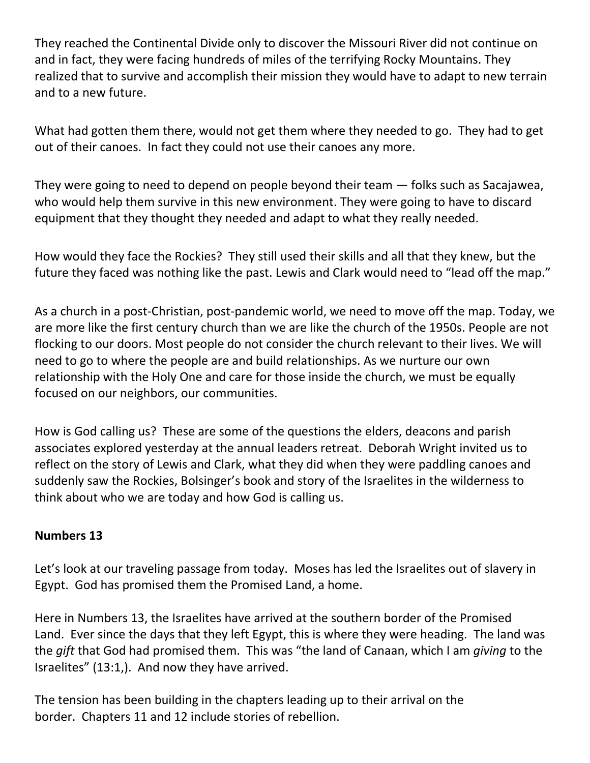They reached the Continental Divide only to discover the Missouri River did not continue on and in fact, they were facing hundreds of miles of the terrifying Rocky Mountains. They realized that to survive and accomplish their mission they would have to adapt to new terrain and to a new future.

What had gotten them there, would not get them where they needed to go. They had to get out of their canoes. In fact they could not use their canoes any more.

They were going to need to depend on people beyond their team — folks such as Sacajawea, who would help them survive in this new environment. They were going to have to discard equipment that they thought they needed and adapt to what they really needed.

How would they face the Rockies? They still used their skills and all that they knew, but the future they faced was nothing like the past. Lewis and Clark would need to "lead off the map."

As a church in a post-Christian, post-pandemic world, we need to move off the map. Today, we are more like the first century church than we are like the church of the 1950s. People are not flocking to our doors. Most people do not consider the church relevant to their lives. We will need to go to where the people are and build relationships. As we nurture our own relationship with the Holy One and care for those inside the church, we must be equally focused on our neighbors, our communities.

How is God calling us? These are some of the questions the elders, deacons and parish associates explored yesterday at the annual leaders retreat. Deborah Wright invited us to reflect on the story of Lewis and Clark, what they did when they were paddling canoes and suddenly saw the Rockies, Bolsinger's book and story of the Israelites in the wilderness to think about who we are today and how God is calling us.

**Numbers 13**

Let's look at our traveling passage from today. Moses has led the Israelites out of slavery in Egypt. God has promised them the Promised Land, a home.

Here in Numbers 13, the Israelites have arrived at the southern border of the Promised Land. Ever since the days that they left Egypt, this is where they were heading. The land was the *gift* that God had promised them. This was "the land of Canaan, which I am *giving* to the Israelites" (13:1,). And now they have arrived.

The tension has been building in the chapters leading up to their arrival on the border. Chapters 11 and 12 include stories of rebellion.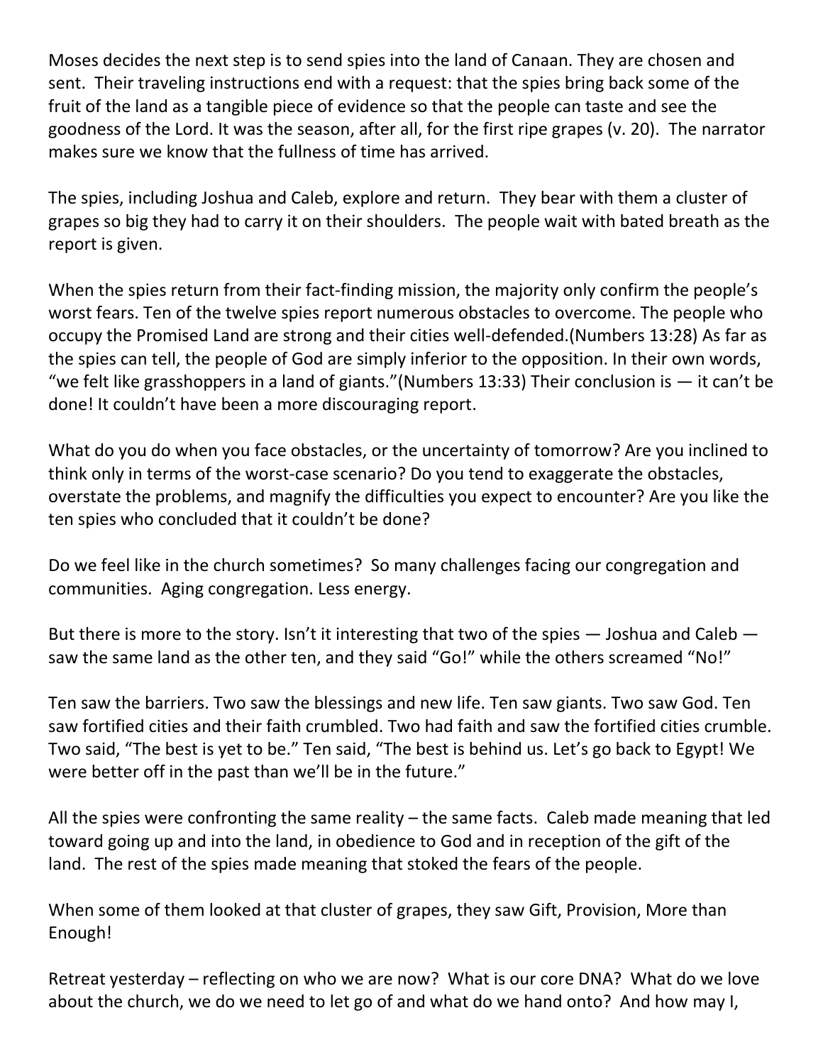Moses decides the next step is to send spies into the land of Canaan. They are chosen and sent. Their traveling instructions end with a request: that the spies bring back some of the fruit of the land as a tangible piece of evidence so that the people can taste and see the goodness of the Lord. It was the season, after all, for the first ripe grapes (v. 20). The narrator makes sure we know that the fullness of time has arrived.

The spies, including Joshua and Caleb, explore and return. They bear with them a cluster of grapes so big they had to carry it on their shoulders. The people wait with bated breath as the report is given.

When the spies return from their fact-finding mission, the majority only confirm the people's worst fears. Ten of the twelve spies report numerous obstacles to overcome. The people who occupy the Promised Land are strong and their cities well-defended.(Numbers 13:28) As far as the spies can tell, the people of God are simply inferior to the opposition. In their own words, "we felt like grasshoppers in a land of giants."(Numbers 13:33) Their conclusion is — it can't be done! It couldn't have been a more discouraging report.

What do you do when you face obstacles, or the uncertainty of tomorrow? Are you inclined to think only in terms of the worst-case scenario? Do you tend to exaggerate the obstacles, overstate the problems, and magnify the difficulties you expect to encounter? Are you like the ten spies who concluded that it couldn't be done?

Do we feel like in the church sometimes? So many challenges facing our congregation and communities. Aging congregation. Less energy.

But there is more to the story. Isn't it interesting that two of the spies — Joshua and Caleb — saw the same land as the other ten, and they said "Go!" while the others screamed "No!"

Ten saw the barriers. Two saw the blessings and new life. Ten saw giants. Two saw God. Ten saw fortified cities and their faith crumbled. Two had faith and saw the fortified cities crumble. Two said, "The best is yet to be." Ten said, "The best is behind us. Let's go back to Egypt! We were better off in the past than we'll be in the future."

All the spies were confronting the same reality – the same facts. Caleb made meaning that led toward going up and into the land, in obedience to God and in reception of the gift of the land. The rest of the spies made meaning that stoked the fears of the people.

When some of them looked at that cluster of grapes, they saw Gift, Provision, More than Enough!

Retreat yesterday – reflecting on who we are now? What is our core DNA? What do we love about the church, we do we need to let go of and what do we hand onto? And how may I,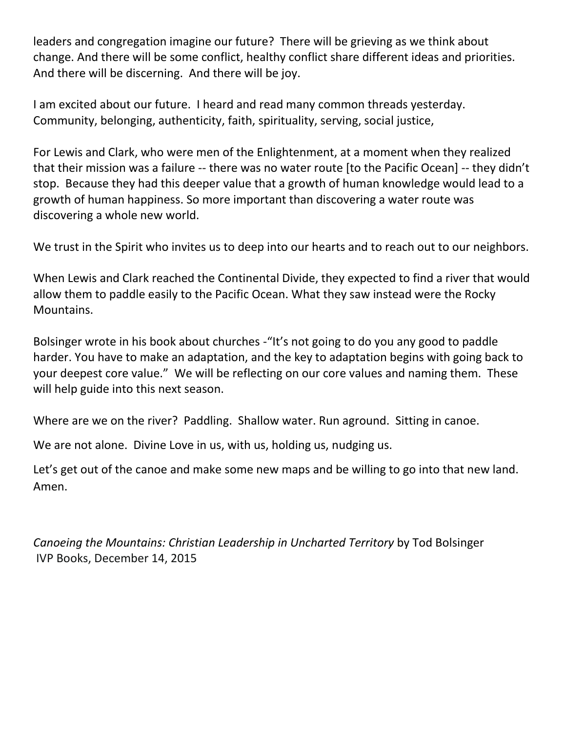leaders and congregation imagine our future? There will be grieving as we think about change. And there will be some conflict, healthy conflict share different ideas and priorities. And there will be discerning. And there will be joy.

I am excited about our future. I heard and read many common threads yesterday. Community, belonging, authenticity, faith, spirituality, serving, social justice,

For Lewis and Clark, who were men of the Enlightenment, at a moment when they realized that their mission was a failure -- there was no water route [to the Pacific Ocean] -- they didn't stop. Because they had this deeper value that a growth of human knowledge would lead to a growth of human happiness. So more important than discovering a water route was discovering a whole new world.

We trust in the Spirit who invites us to deep into our hearts and to reach out to our neighbors.

When Lewis and Clark reached the Continental Divide, they expected to find a river that would allow them to paddle easily to the Pacific Ocean. What they saw instead were the Rocky Mountains.

Bolsinger wrote in his book about churches -"It's not going to do you any good to paddle harder. You have to make an adaptation, and the key to adaptation begins with going back to your deepest core value." We will be reflecting on our core values and naming them. These will help guide into this next season.

Where are we on the river? Paddling. Shallow water. Run aground. Sitting in canoe.

We are not alone. Divine Love in us, with us, holding us, nudging us.

Let's get out of the canoe and make some new maps and be willing to go into that new land. Amen.

*Canoeing the Mountains: Christian Leadership in Uncharted Territory* by Tod Bolsinger
IVP Books, December 14, 2015